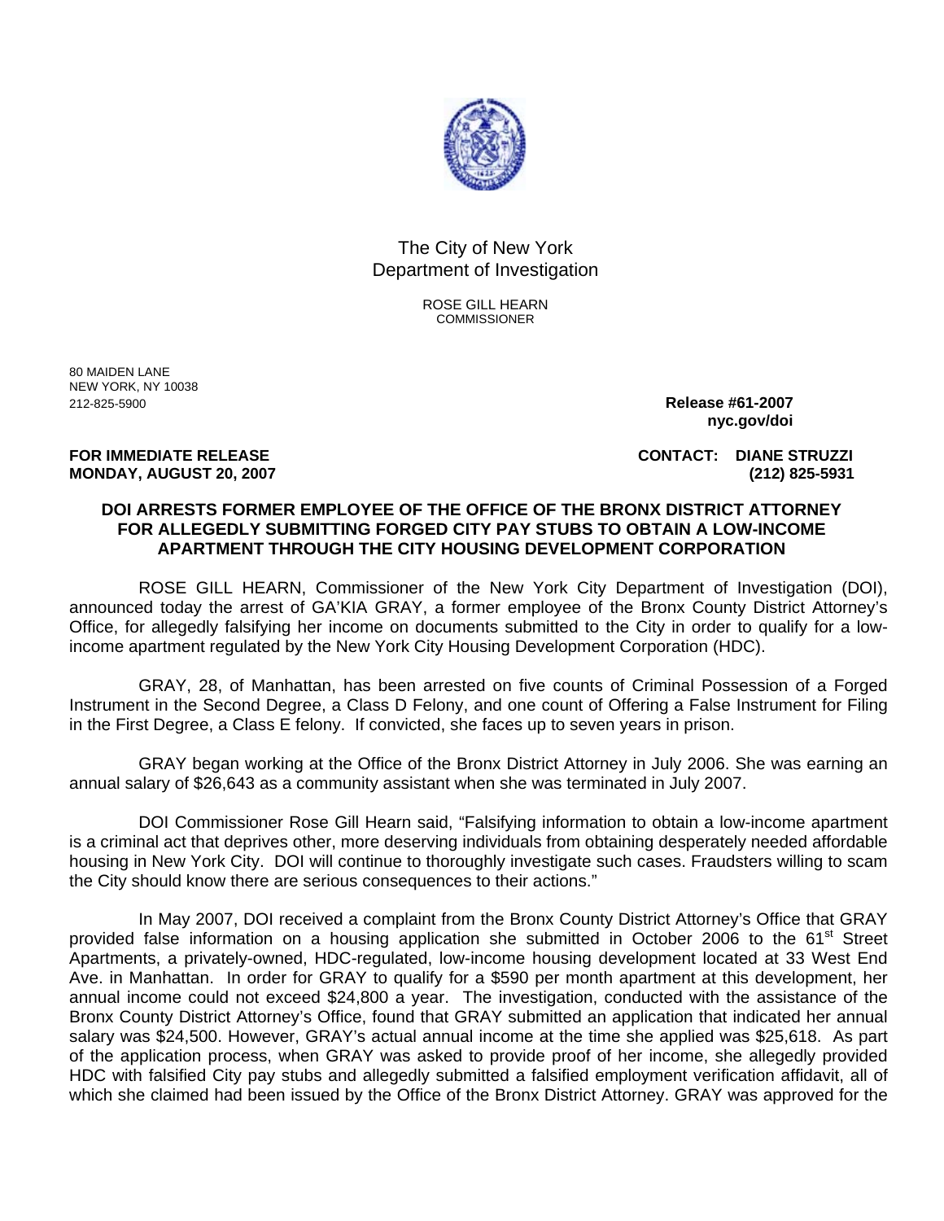The City of New York
Department of Investigation

ROSE GILL HEARN
COMMISSIONER

80 MAIDEN LANE
NEW YORK, NY 10038
212-825-5900

**Release #61-2007**
**nyc.gov/doi**

**FOR IMMEDIATE RELEASE**
**MONDAY, AUGUST 20, 2007**

**CONTACT: DIANE STRUZZI**
**(212) 825-5931**

## DOI ARRESTS FORMER EMPLOYEE OF THE OFFICE OF THE BRONX DISTRICT ATTORNEY FOR ALLEGEDLY SUBMITTING FORGED CITY PAY STUBS TO OBTAIN A LOW-INCOME APARTMENT THROUGH THE CITY HOUSING DEVELOPMENT CORPORATION

ROSE GILL HEARN, Commissioner of the New York City Department of Investigation (DOI), announced today the arrest of GA'KIA GRAY, a former employee of the Bronx County District Attorney's Office, for allegedly falsifying her income on documents submitted to the City in order to qualify for a low-income apartment regulated by the New York City Housing Development Corporation (HDC).

GRAY, 28, of Manhattan, has been arrested on five counts of Criminal Possession of a Forged Instrument in the Second Degree, a Class D Felony, and one count of Offering a False Instrument for Filing in the First Degree, a Class E felony. If convicted, she faces up to seven years in prison.

GRAY began working at the Office of the Bronx District Attorney in July 2006. She was earning an annual salary of $26,643 as a community assistant when she was terminated in July 2007.

DOI Commissioner Rose Gill Hearn said, "Falsifying information to obtain a low-income apartment is a criminal act that deprives other, more deserving individuals from obtaining desperately needed affordable housing in New York City. DOI will continue to thoroughly investigate such cases. Fraudsters willing to scam the City should know there are serious consequences to their actions."

In May 2007, DOI received a complaint from the Bronx County District Attorney's Office that GRAY provided false information on a housing application she submitted in October 2006 to the 61st Street Apartments, a privately-owned, HDC-regulated, low-income housing development located at 33 West End Ave. in Manhattan. In order for GRAY to qualify for a $590 per month apartment at this development, her annual income could not exceed $24,800 a year. The investigation, conducted with the assistance of the Bronx County District Attorney's Office, found that GRAY submitted an application that indicated her annual salary was $24,500. However, GRAY's actual annual income at the time she applied was $25,618. As part of the application process, when GRAY was asked to provide proof of her income, she allegedly provided HDC with falsified City pay stubs and allegedly submitted a falsified employment verification affidavit, all of which she claimed had been issued by the Office of the Bronx District Attorney. GRAY was approved for the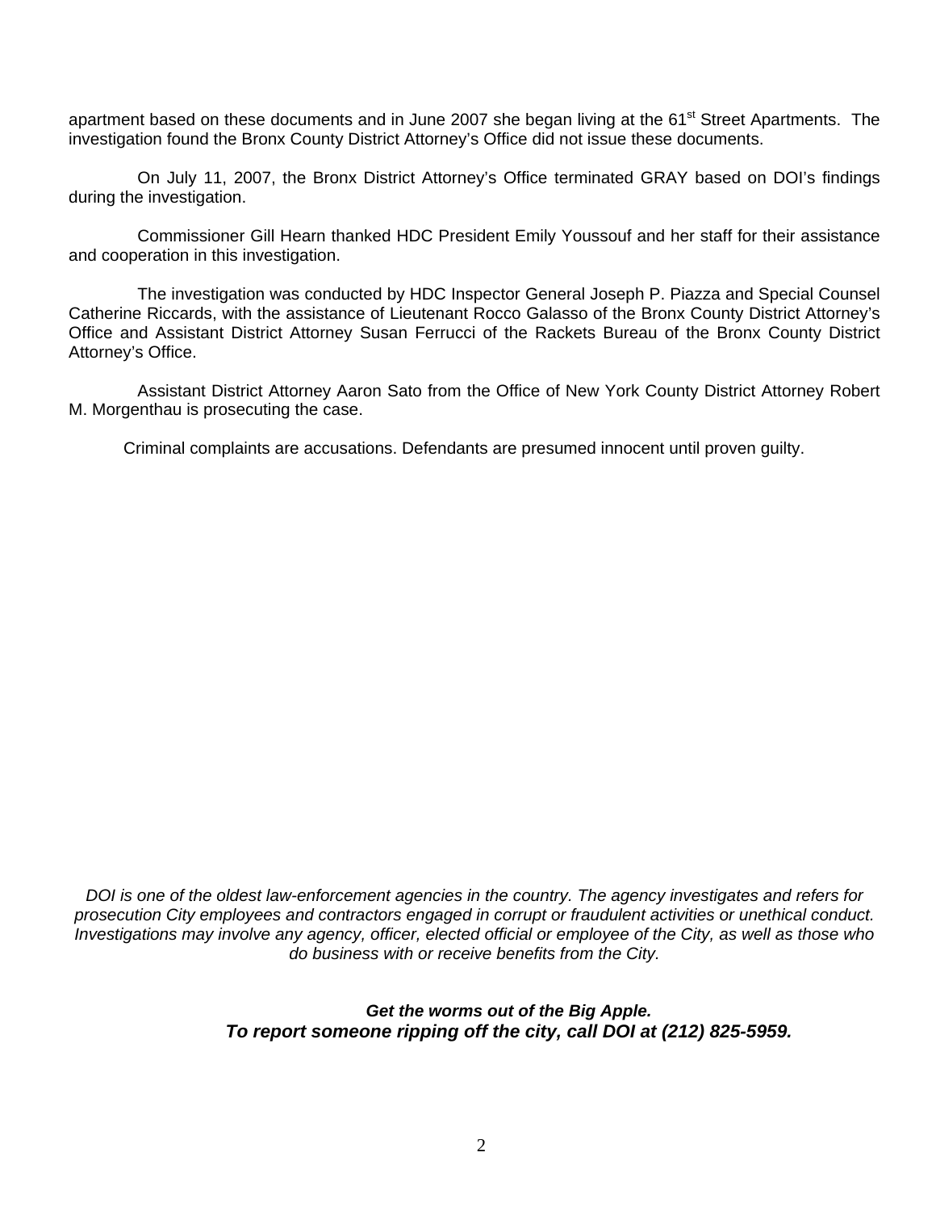apartment based on these documents and in June 2007 she began living at the 61st Street Apartments. The investigation found the Bronx County District Attorney's Office did not issue these documents.

On July 11, 2007, the Bronx District Attorney's Office terminated GRAY based on DOI's findings during the investigation.

Commissioner Gill Hearn thanked HDC President Emily Youssouf and her staff for their assistance and cooperation in this investigation.

The investigation was conducted by HDC Inspector General Joseph P. Piazza and Special Counsel Catherine Riccards, with the assistance of Lieutenant Rocco Galasso of the Bronx County District Attorney's Office and Assistant District Attorney Susan Ferrucci of the Rackets Bureau of the Bronx County District Attorney's Office.

Assistant District Attorney Aaron Sato from the Office of New York County District Attorney Robert M. Morgenthau is prosecuting the case.

Criminal complaints are accusations. Defendants are presumed innocent until proven guilty.

*DOI is one of the oldest law-enforcement agencies in the country. The agency investigates and refers for prosecution City employees and contractors engaged in corrupt or fraudulent activities or unethical conduct. Investigations may involve any agency, officer, elected official or employee of the City, as well as those who do business with or receive benefits from the City.*

***Get the worms out of the Big Apple.***
***To report someone ripping off the city, call DOI at (212) 825-5959.***